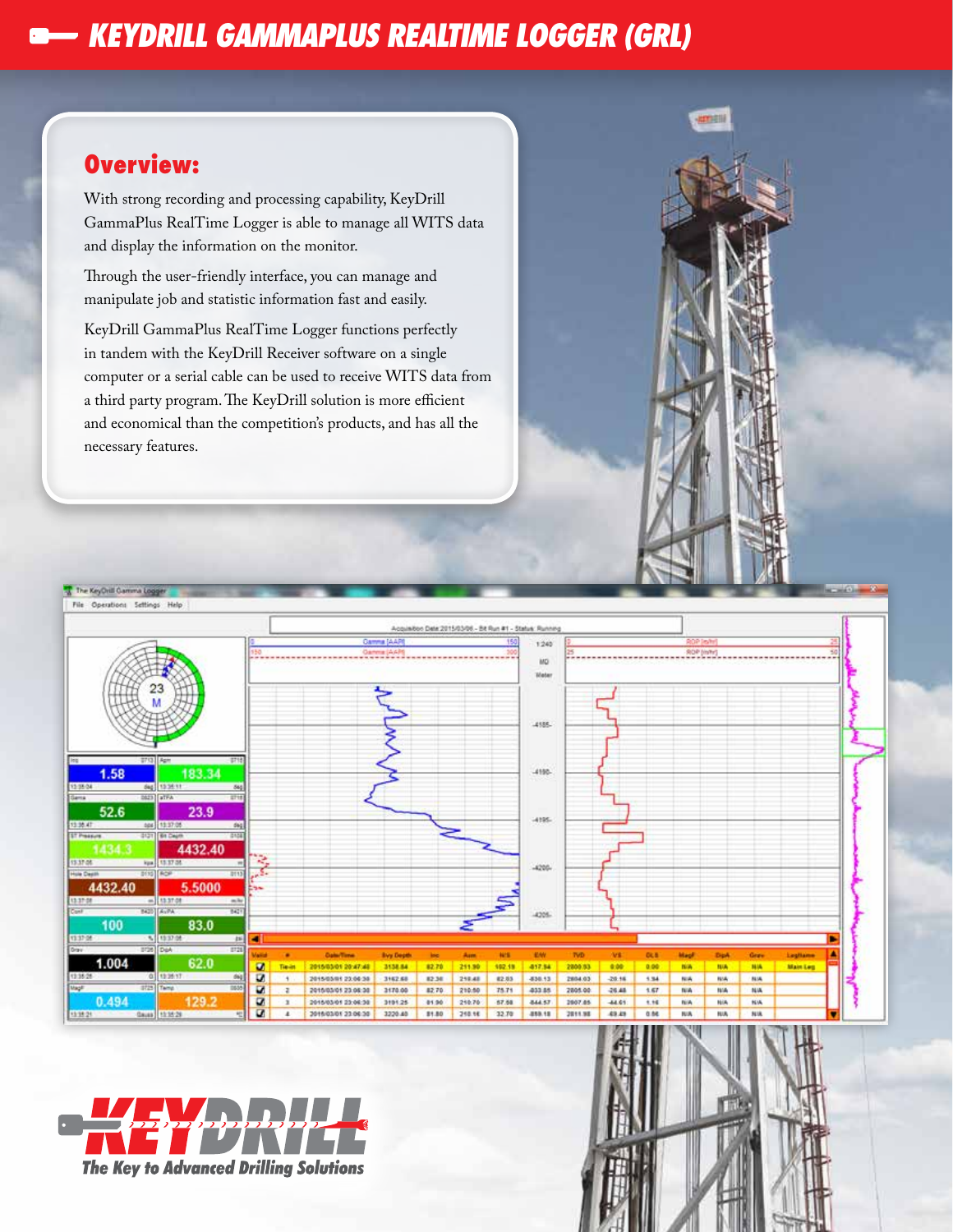# KEYDRILL GAMMAPLUS REALTIME LOGGER (GRL)

## Overview:

With strong recording and processing capability, KeyDrill GammaPlus RealTime Logger is able to manage all WITS data and display the information on the monitor.

Through the user-friendly interface, you can manage and manipulate job and statistic information fast and easily.

KeyDrill GammaPlus RealTime Logger functions perfectly in tandem with the KeyDrill Receiver software on a single computer or a serial cable can be used to receive WITS data from a third party program. The KeyDrill solution is more efficient and economical than the competition's products, and has all the necessary features.

**KEYDRILL**
*The Key to Advanced Drilling Solutions*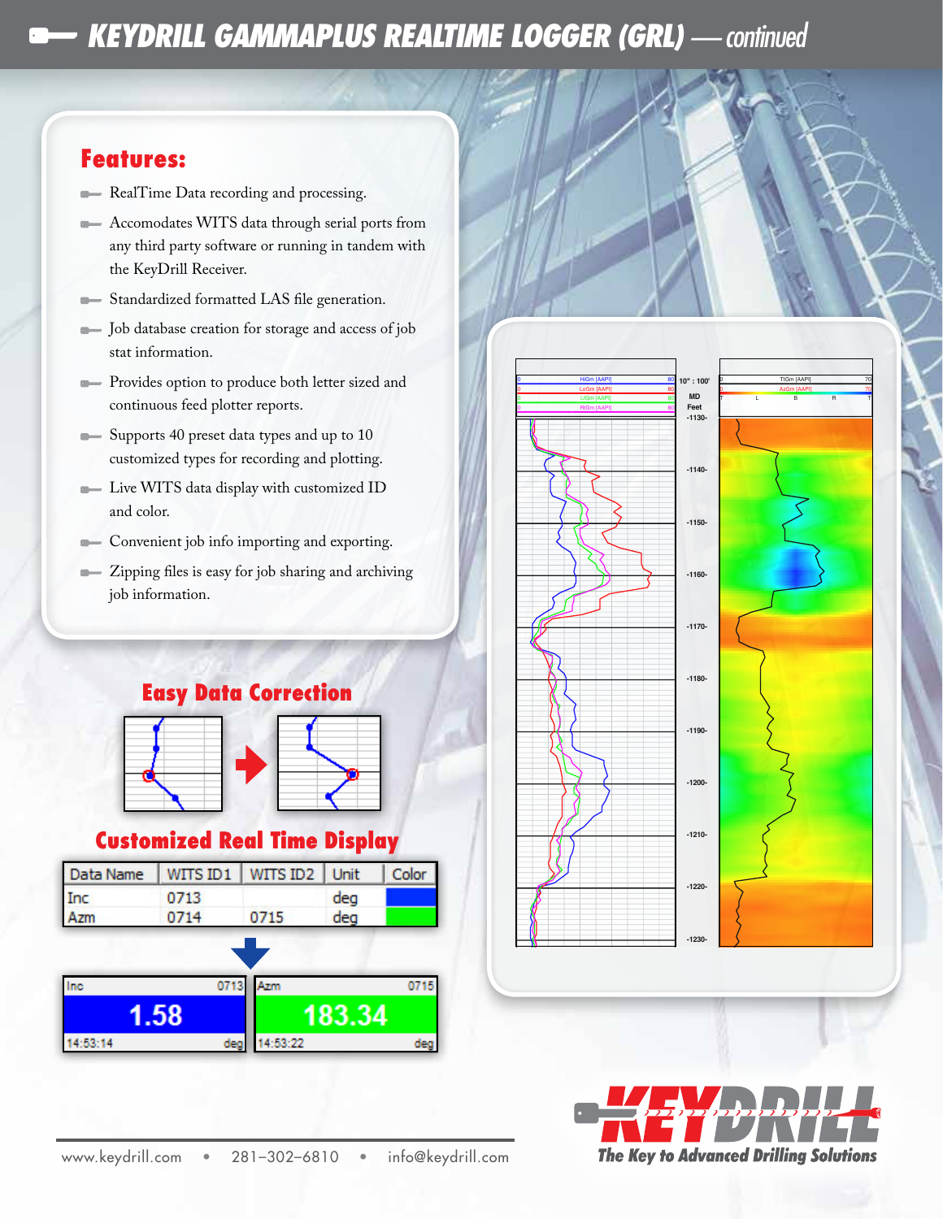# KEYDRILL GAMMAPLUS REALTIME LOGGER (GRL) — *continued*

## Features:

- RealTime Data recording and processing.
- Accomodates WITS data through serial ports from any third party software or running in tandem with the KeyDrill Receiver.
- Standardized formatted LAS file generation.
- Job database creation for storage and access of job stat information.
- Provides option to produce both letter sized and continuous feed plotter reports.
- Supports 40 preset data types and up to 10 customized types for recording and plotting.
- Live WITS data display with customized ID and color.
- Convenient job info importing and exporting.
- Zipping files is easy for job sharing and archiving job information.

## Easy Data Correction

## Customized Real Time Display

| Data Name | WITS ID1 | WITS ID2 | Unit | Color |
|---|---|---|---|---|
| Inc | 0713 | | deg | |
| Azm | 0714 | 0715 | deg | |

Inc 0713
1.58
14:53:14 deg

Azm 0715
183.34
14:53:22 deg

0 HiGm [AAPI] 80
0 LoGm [AAPI] 80
0 LtGm [AAPI] 80
0 RtGm [AAPI] 80
10" : 100'
MD
Feet
-1130-
-1140-
-1150-
-1160-
-1170-
-1180-
-1190-
-1200-
-1210-
-1220-
-1230-
0 TlGm [AAPI] 70
0 AzGm [AAPI] 70
T L B R T

KEYDRILL
The Key to Advanced Drilling Solutions

www.keydrill.com • 281–302–6810 • info@keydrill.com